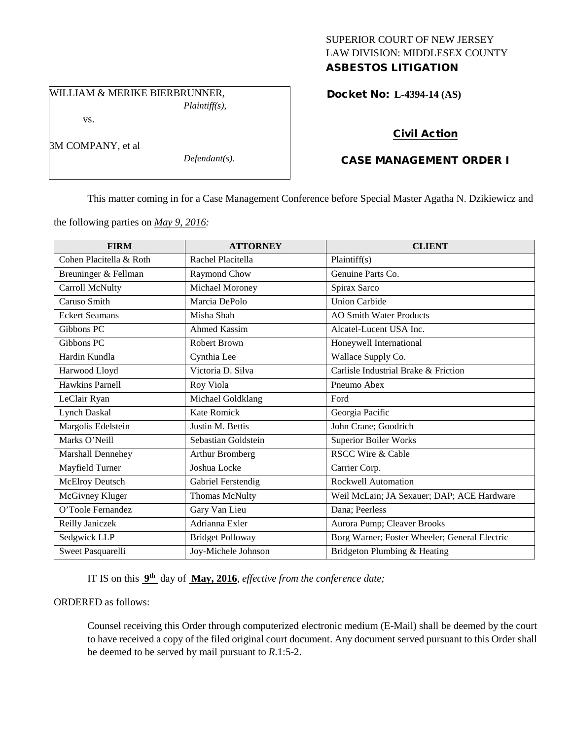SUPERIOR COURT OF NEW JERSEY
LAW DIVISION: MIDDLESEX COUNTY
**ASBESTOS LITIGATION**

WILLIAM & MERIKE BIERBRUNNER,
*Plaintiff(s),*

vs.

3M COMPANY, et al
*Defendant(s).*

**Docket No: L-4394-14 (AS)**

**Civil Action**

**CASE MANAGEMENT ORDER I**

This matter coming in for a Case Management Conference before Special Master Agatha N. Dzikiewicz and the following parties on *May 9, 2016:*

| FIRM | ATTORNEY | CLIENT |
|---|---|---|
| Cohen Placitella & Roth | Rachel Placitella | Plaintiff(s) |
| Breuninger & Fellman | Raymond Chow | Genuine Parts Co. |
| Carroll McNulty | Michael Moroney | Spirax Sarco |
| Caruso Smith | Marcia DePolo | Union Carbide |
| Eckert Seamans | Misha Shah | AO Smith Water Products |
| Gibbons PC | Ahmed Kassim | Alcatel-Lucent USA Inc. |
| Gibbons PC | Robert Brown | Honeywell International |
| Hardin Kundla | Cynthia Lee | Wallace Supply Co. |
| Harwood Lloyd | Victoria D. Silva | Carlisle Industrial Brake & Friction |
| Hawkins Parnell | Roy Viola | Pneumo Abex |
| LeClair Ryan | Michael Goldklang | Ford |
| Lynch Daskal | Kate Romick | Georgia Pacific |
| Margolis Edelstein | Justin M. Bettis | John Crane; Goodrich |
| Marks O'Neill | Sebastian Goldstein | Superior Boiler Works |
| Marshall Dennehey | Arthur Bromberg | RSCC Wire & Cable |
| Mayfield Turner | Joshua Locke | Carrier Corp. |
| McElroy Deutsch | Gabriel Ferstendig | Rockwell Automation |
| McGivney Kluger | Thomas McNulty | Weil McLain; JA Sexauer; DAP; ACE Hardware |
| O'Toole Fernandez | Gary Van Lieu | Dana; Peerless |
| Reilly Janiczek | Adrianna Exler | Aurora Pump; Cleaver Brooks |
| Sedgwick LLP | Bridget Polloway | Borg Warner; Foster Wheeler; General Electric |
| Sweet Pasquarelli | Joy-Michele Johnson | Bridgeton Plumbing & Heating |

IT IS on this **9th** day of **May, 2016**, *effective from the conference date;*

ORDERED as follows:

Counsel receiving this Order through computerized electronic medium (E-Mail) shall be deemed by the court to have received a copy of the filed original court document. Any document served pursuant to this Order shall be deemed to be served by mail pursuant to *R*.1:5-2.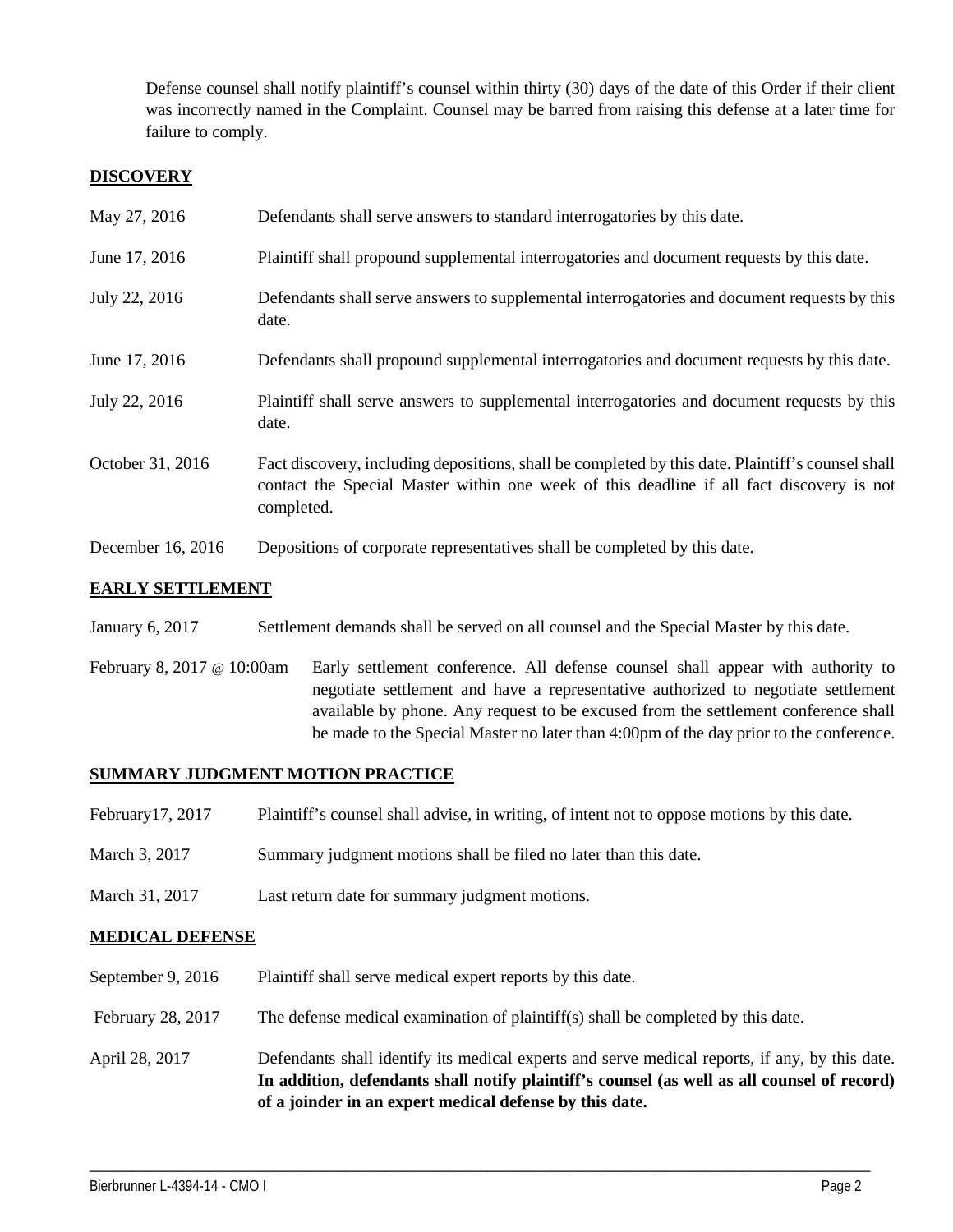Defense counsel shall notify plaintiff's counsel within thirty (30) days of the date of this Order if their client was incorrectly named in the Complaint. Counsel may be barred from raising this defense at a later time for failure to comply.

## DISCOVERY

| | |
|---|---|
| May 27, 2016 | Defendants shall serve answers to standard interrogatories by this date. |
| June 17, 2016 | Plaintiff shall propound supplemental interrogatories and document requests by this date. |
| July 22, 2016 | Defendants shall serve answers to supplemental interrogatories and document requests by this date. |
| June 17, 2016 | Defendants shall propound supplemental interrogatories and document requests by this date. |
| July 22, 2016 | Plaintiff shall serve answers to supplemental interrogatories and document requests by this date. |
| October 31, 2016 | Fact discovery, including depositions, shall be completed by this date. Plaintiff's counsel shall contact the Special Master within one week of this deadline if all fact discovery is not completed. |
| December 16, 2016 | Depositions of corporate representatives shall be completed by this date. |

## EARLY SETTLEMENT

| | |
|---|---|
| January 6, 2017 | Settlement demands shall be served on all counsel and the Special Master by this date. |
| February 8, 2017 @ 10:00am | Early settlement conference. All defense counsel shall appear with authority to negotiate settlement and have a representative authorized to negotiate settlement available by phone. Any request to be excused from the settlement conference shall be made to the Special Master no later than 4:00pm of the day prior to the conference. |

## SUMMARY JUDGMENT MOTION PRACTICE

| | |
|---|---|
| February17, 2017 | Plaintiff's counsel shall advise, in writing, of intent not to oppose motions by this date. |
| March 3, 2017 | Summary judgment motions shall be filed no later than this date. |
| March 31, 2017 | Last return date for summary judgment motions. |

## MEDICAL DEFENSE

| | |
|---|---|
| September 9, 2016 | Plaintiff shall serve medical expert reports by this date. |
| February 28, 2017 | The defense medical examination of plaintiff(s) shall be completed by this date. |
| April 28, 2017 | Defendants shall identify its medical experts and serve medical reports, if any, by this date. **In addition, defendants shall notify plaintiff's counsel (as well as all counsel of record) of a joinder in an expert medical defense by this date.** |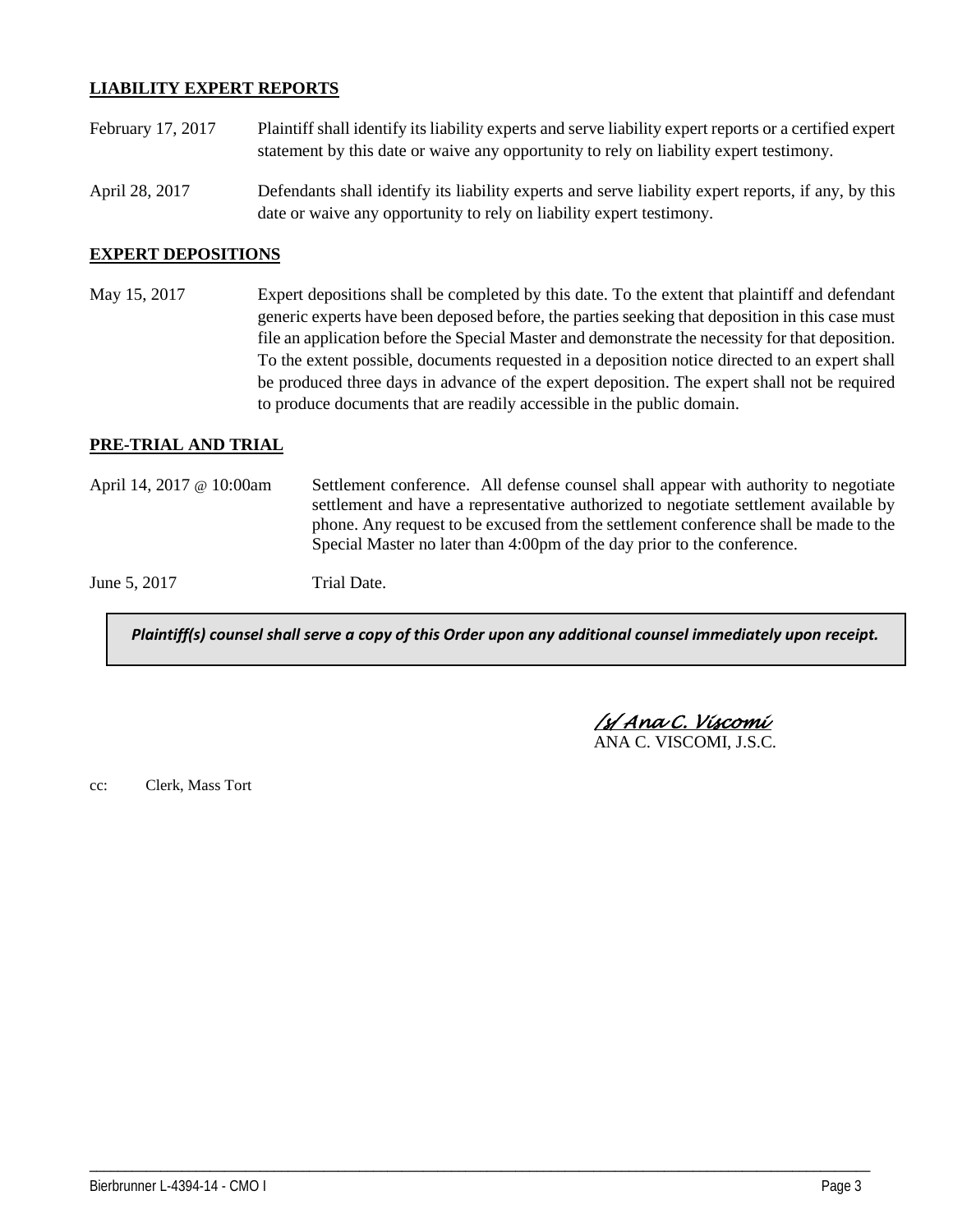**LIABILITY EXPERT REPORTS**

| | |
|---|---|
| February 17, 2017 | Plaintiff shall identify its liability experts and serve liability expert reports or a certified expert statement by this date or waive any opportunity to rely on liability expert testimony. |
| April 28, 2017 | Defendants shall identify its liability experts and serve liability expert reports, if any, by this date or waive any opportunity to rely on liability expert testimony. |

**EXPERT DEPOSITIONS**

| | |
|---|---|
| May 15, 2017 | Expert depositions shall be completed by this date. To the extent that plaintiff and defendant generic experts have been deposed before, the parties seeking that deposition in this case must file an application before the Special Master and demonstrate the necessity for that deposition. To the extent possible, documents requested in a deposition notice directed to an expert shall be produced three days in advance of the expert deposition. The expert shall not be required to produce documents that are readily accessible in the public domain. |

**PRE-TRIAL AND TRIAL**

| | |
|---|---|
| April 14, 2017 @ 10:00am | Settlement conference. All defense counsel shall appear with authority to negotiate settlement and have a representative authorized to negotiate settlement available by phone. Any request to be excused from the settlement conference shall be made to the Special Master no later than 4:00pm of the day prior to the conference. |
| June 5, 2017 | Trial Date. |

***Plaintiff(s) counsel shall serve a copy of this Order upon any additional counsel immediately upon receipt.***

*/s/ Ana C. Viscomi*
ANA C. VISCOMI, J.S.C.

cc: Clerk, Mass Tort